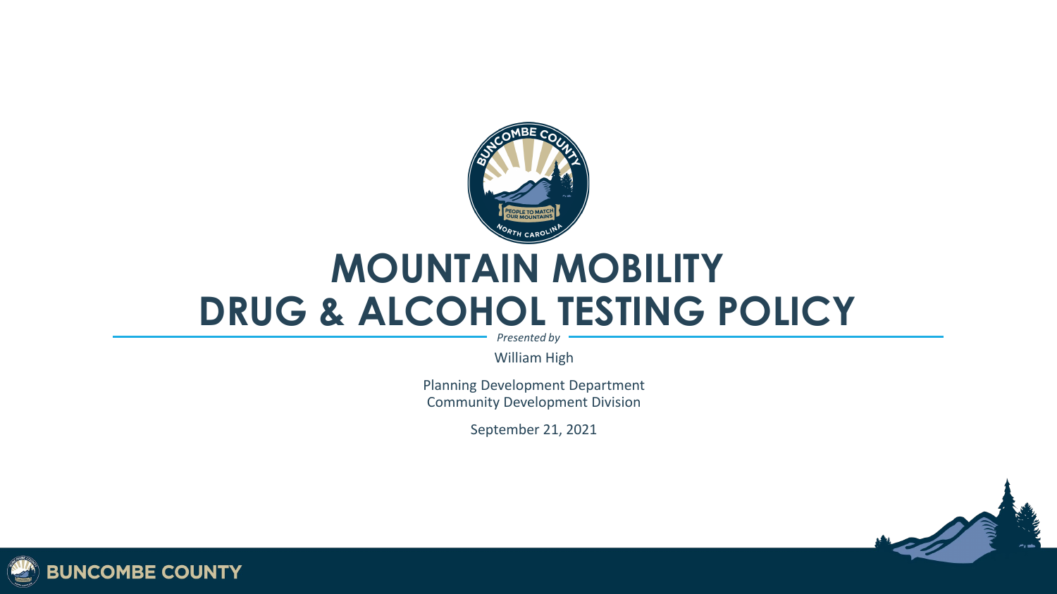# MOUNTAIN MOBILITY DRUG & ALCOHOL TESTING POLICY

*Presented by*

William High

Planning Development Department
Community Development Division

September 21, 2021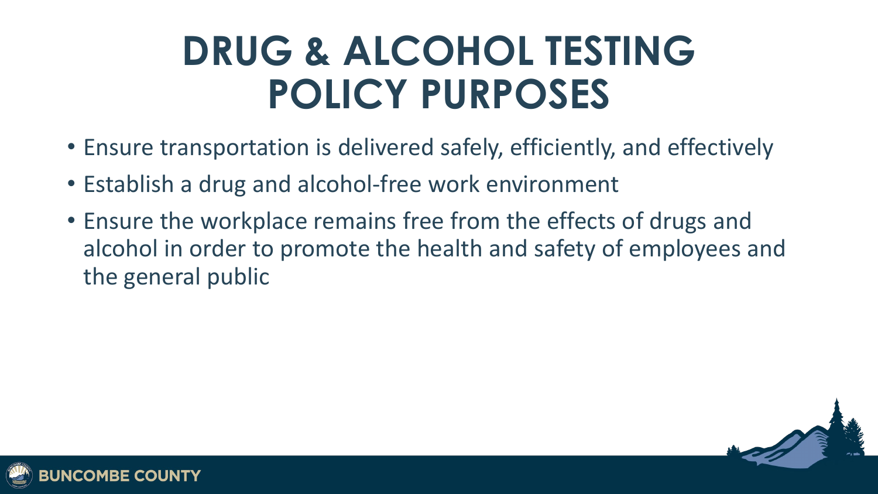# DRUG & ALCOHOL TESTING POLICY PURPOSES

- Ensure transportation is delivered safely, efficiently, and effectively
- Establish a drug and alcohol-free work environment
- Ensure the workplace remains free from the effects of drugs and alcohol in order to promote the health and safety of employees and the general public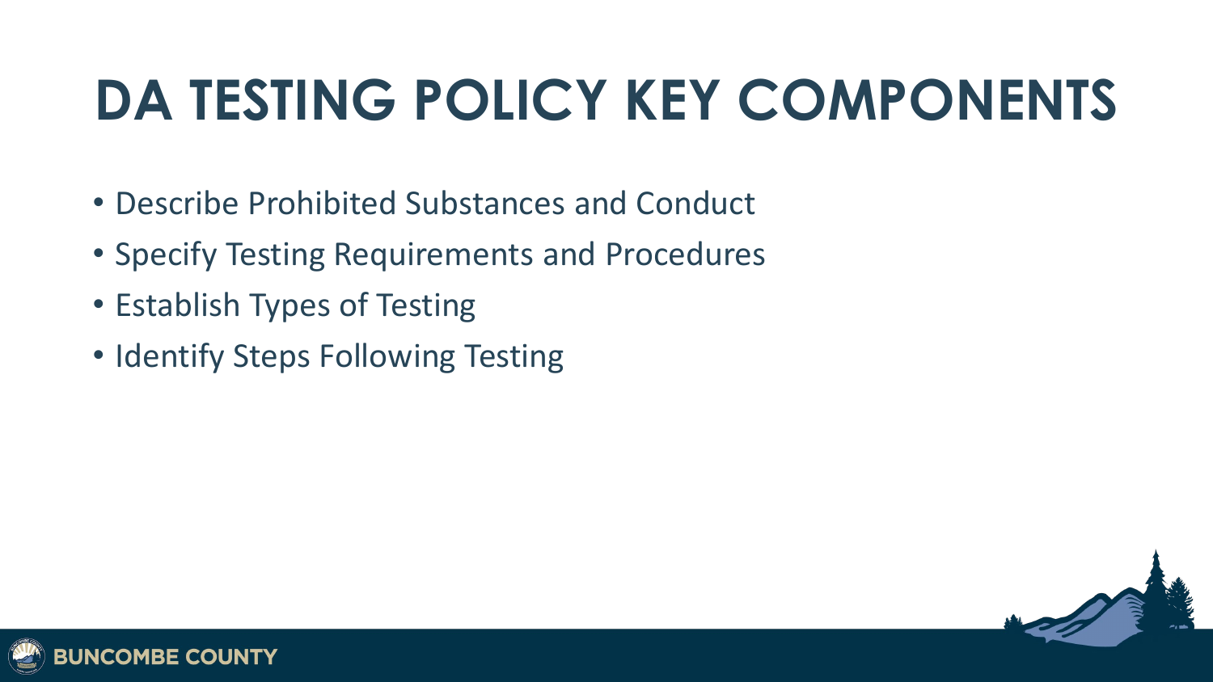# DA TESTING POLICY KEY COMPONENTS

- Describe Prohibited Substances and Conduct
- Specify Testing Requirements and Procedures
- Establish Types of Testing
- Identify Steps Following Testing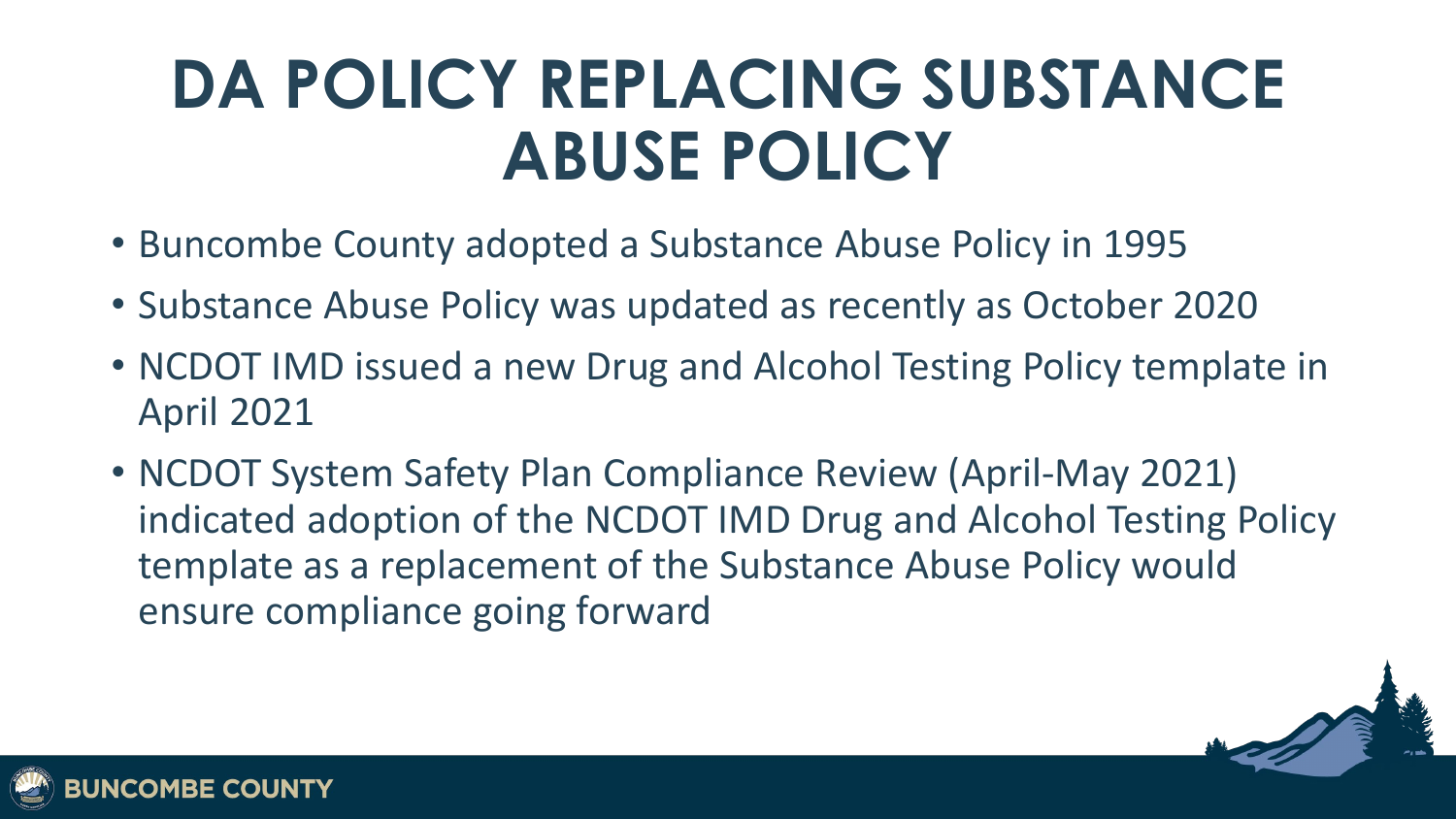# DA POLICY REPLACING SUBSTANCE ABUSE POLICY

- Buncombe County adopted a Substance Abuse Policy in 1995
- Substance Abuse Policy was updated as recently as October 2020
- NCDOT IMD issued a new Drug and Alcohol Testing Policy template in April 2021
- NCDOT System Safety Plan Compliance Review (April-May 2021) indicated adoption of the NCDOT IMD Drug and Alcohol Testing Policy template as a replacement of the Substance Abuse Policy would ensure compliance going forward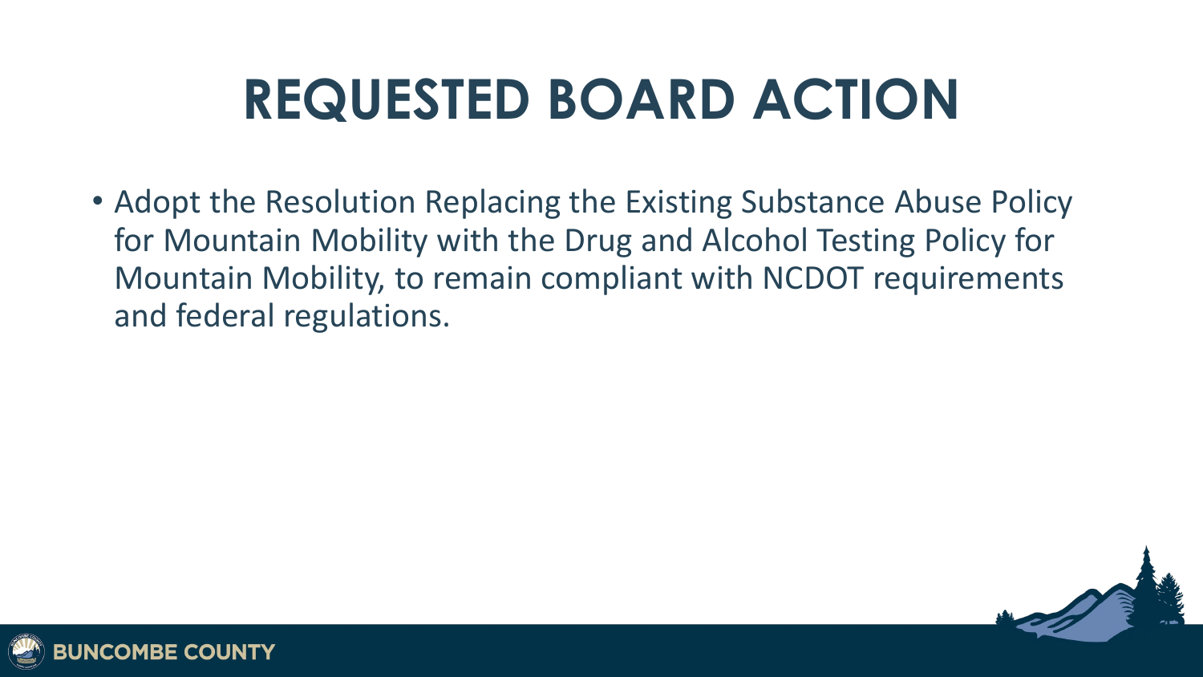# REQUESTED BOARD ACTION

- Adopt the Resolution Replacing the Existing Substance Abuse Policy for Mountain Mobility with the Drug and Alcohol Testing Policy for Mountain Mobility, to remain compliant with NCDOT requirements and federal regulations.